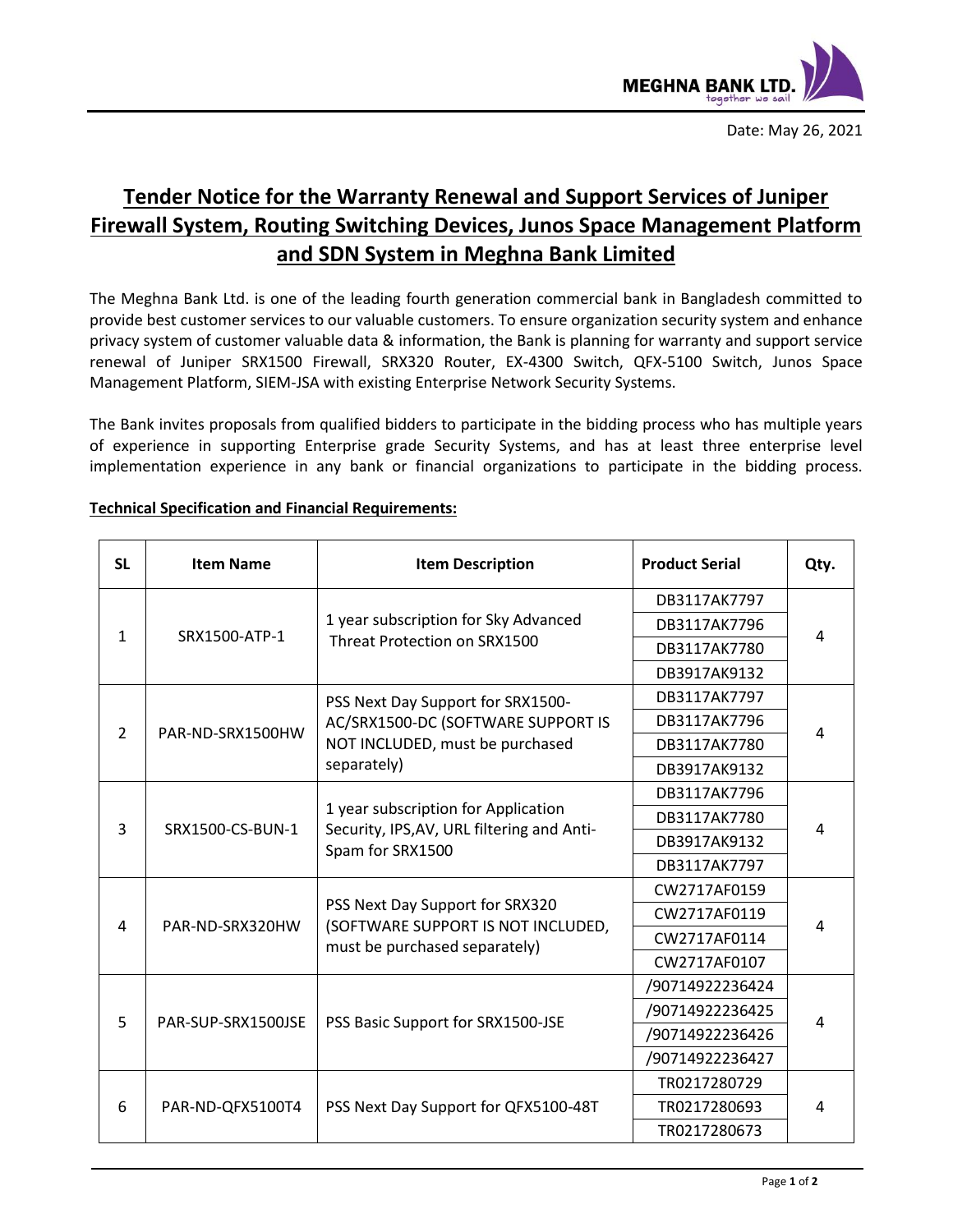Date: May 26, 2021

# Tender Notice for the Warranty Renewal and Support Services of Juniper Firewall System, Routing Switching Devices, Junos Space Management Platform and SDN System in Meghna Bank Limited

The Meghna Bank Ltd. is one of the leading fourth generation commercial bank in Bangladesh committed to provide best customer services to our valuable customers. To ensure organization security system and enhance privacy system of customer valuable data & information, the Bank is planning for warranty and support service renewal of Juniper SRX1500 Firewall, SRX320 Router, EX-4300 Switch, QFX-5100 Switch, Junos Space Management Platform, SIEM-JSA with existing Enterprise Network Security Systems.

The Bank invites proposals from qualified bidders to participate in the bidding process who has multiple years of experience in supporting Enterprise grade Security Systems, and has at least three enterprise level implementation experience in any bank or financial organizations to participate in the bidding process.

**Technical Specification and Financial Requirements:**

| SL | Item Name | Item Description | Product Serial | Qty. |
|---|---|---|---|---|
| 1 | SRX1500-ATP-1 | 1 year subscription for Sky Advanced Threat Protection on SRX1500 | DB3117AK7797 | 4 |
| | | | DB3117AK7796 | |
| | | | DB3117AK7780 | |
| | | | DB3917AK9132 | |
| 2 | PAR-ND-SRX1500HW | PSS Next Day Support for SRX1500-AC/SRX1500-DC (SOFTWARE SUPPORT IS NOT INCLUDED, must be purchased separately) | DB3117AK7797 | 4 |
| | | | DB3117AK7796 | |
| | | | DB3117AK7780 | |
| | | | DB3917AK9132 | |
| 3 | SRX1500-CS-BUN-1 | 1 year subscription for Application Security, IPS,AV, URL filtering and Anti-Spam for SRX1500 | DB3117AK7796 | 4 |
| | | | DB3117AK7780 | |
| | | | DB3917AK9132 | |
| | | | DB3117AK7797 | |
| 4 | PAR-ND-SRX320HW | PSS Next Day Support for SRX320 (SOFTWARE SUPPORT IS NOT INCLUDED, must be purchased separately) | CW2717AF0159 | 4 |
| | | | CW2717AF0119 | |
| | | | CW2717AF0114 | |
| | | | CW2717AF0107 | |
| 5 | PAR-SUP-SRX1500JSE | PSS Basic Support for SRX1500-JSE | /90714922236424 | 4 |
| | | | /90714922236425 | |
| | | | /90714922236426 | |
| | | | /90714922236427 | |
| 6 | PAR-ND-QFX5100T4 | PSS Next Day Support for QFX5100-48T | TR0217280729 | 4 |
| | | | TR0217280693 | |
| | | | TR0217280673 | |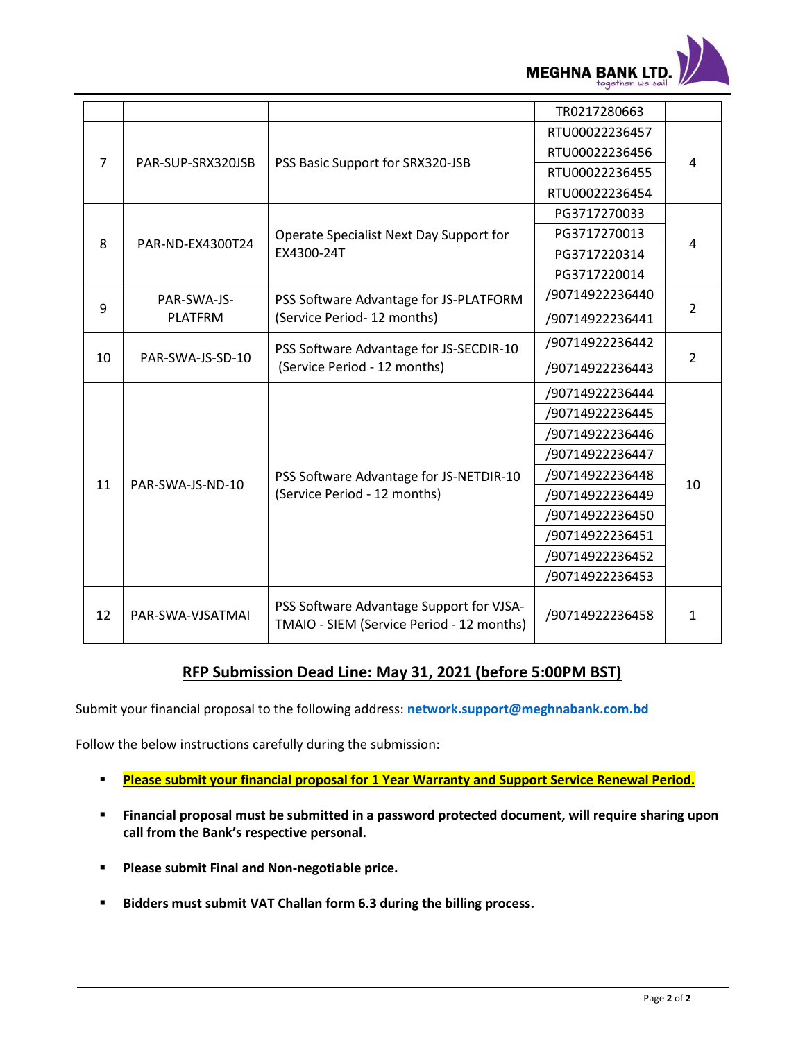| | | | | |
|---|---|---|---|---|
| | | | TR0217280663 | |
| 7 | PAR-SUP-SRX320JSB | PSS Basic Support for SRX320-JSB | RTU00022236457 | 4 |
| | | | RTU00022236456 | |
| | | | RTU00022236455 | |
| | | | RTU00022236454 | |
| 8 | PAR-ND-EX4300T24 | Operate Specialist Next Day Support for EX4300-24T | PG3717270033 | 4 |
| | | | PG3717270013 | |
| | | | PG3717220314 | |
| | | | PG3717220014 | |
| 9 | PAR-SWA-JS-PLATFRM | PSS Software Advantage for JS-PLATFORM (Service Period- 12 months) | /90714922236440 | 2 |
| | | | /90714922236441 | |
| 10 | PAR-SWA-JS-SD-10 | PSS Software Advantage for JS-SECDIR-10 (Service Period - 12 months) | /90714922236442 | 2 |
| | | | /90714922236443 | |
| 11 | PAR-SWA-JS-ND-10 | PSS Software Advantage for JS-NETDIR-10 (Service Period - 12 months) | /90714922236444 | 10 |
| | | | /90714922236445 | |
| | | | /90714922236446 | |
| | | | /90714922236447 | |
| | | | /90714922236448 | |
| | | | /90714922236449 | |
| | | | /90714922236450 | |
| | | | /90714922236451 | |
| | | | /90714922236452 | |
| | | | /90714922236453 | |
| 12 | PAR-SWA-VJSATMAI | PSS Software Advantage Support for VJSA-TMAIO - SIEM (Service Period - 12 months) | /90714922236458 | 1 |

## RFP Submission Dead Line: May 31, 2021 (before 5:00PM BST)

Submit your financial proposal to the following address: **network.support@meghnabank.com.bd**

Follow the below instructions carefully during the submission:

- **Please submit your financial proposal for 1 Year Warranty and Support Service Renewal Period.**
- **Financial proposal must be submitted in a password protected document, will require sharing upon call from the Bank's respective personal.**
- **Please submit Final and Non-negotiable price.**
- **Bidders must submit VAT Challan form 6.3 during the billing process.**